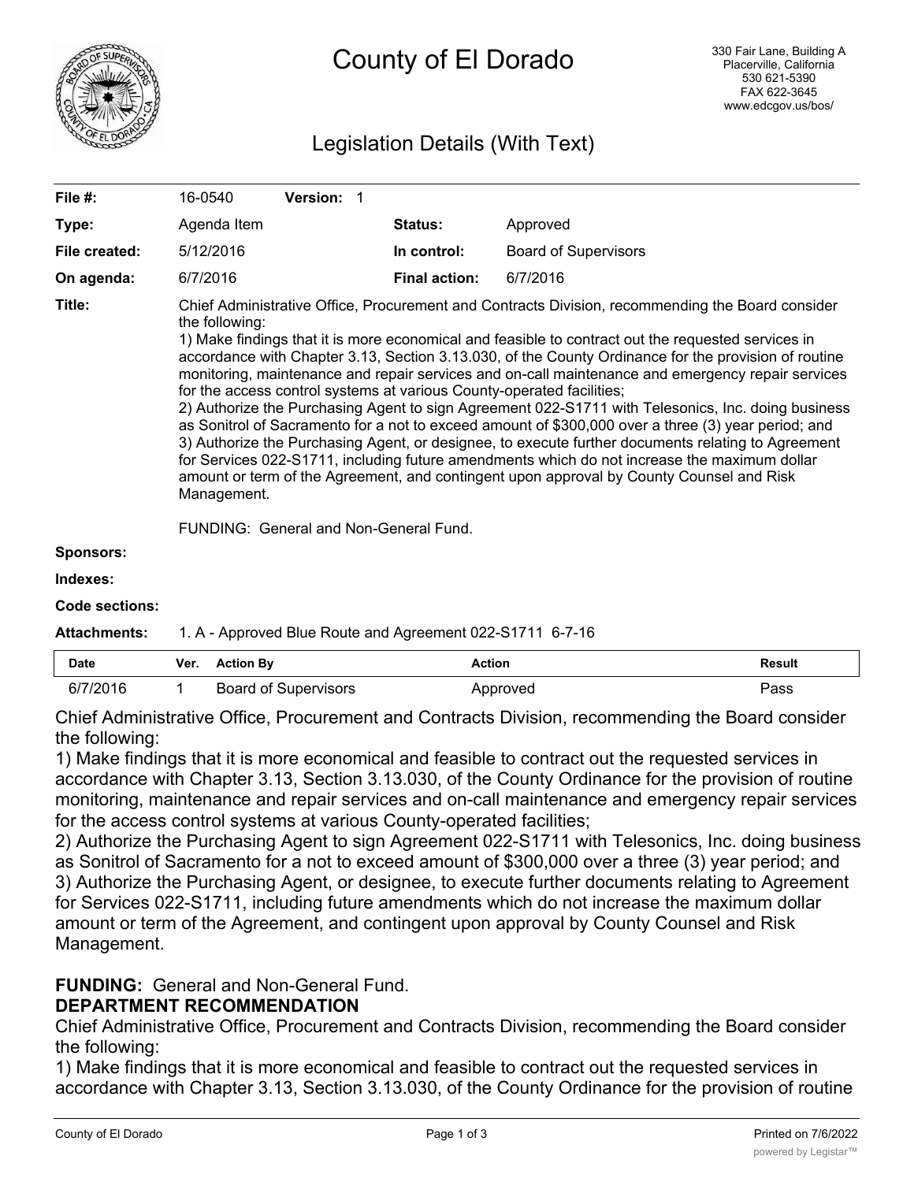# County of El Dorado

330 Fair Lane, Building A
Placerville, California
530 621-5390
FAX 622-3645
www.edcgov.us/bos/

## Legislation Details (With Text)

| | | | |
|---|---|---|---|
| **File #:** | 16-0540 **Version:** 1 | | |
| **Type:** | Agenda Item | **Status:** | Approved |
| **File created:** | 5/12/2016 | **In control:** | Board of Supervisors |
| **On agenda:** | 6/7/2016 | **Final action:** | 6/7/2016 |

**Title:** Chief Administrative Office, Procurement and Contracts Division, recommending the Board consider the following:
1) Make findings that it is more economical and feasible to contract out the requested services in accordance with Chapter 3.13, Section 3.13.030, of the County Ordinance for the provision of routine monitoring, maintenance and repair services and on-call maintenance and emergency repair services for the access control systems at various County-operated facilities;
2) Authorize the Purchasing Agent to sign Agreement 022-S1711 with Telesonics, Inc. doing business as Sonitrol of Sacramento for a not to exceed amount of $300,000 over a three (3) year period; and
3) Authorize the Purchasing Agent, or designee, to execute further documents relating to Agreement for Services 022-S1711, including future amendments which do not increase the maximum dollar amount or term of the Agreement, and contingent upon approval by County Counsel and Risk Management.

FUNDING: General and Non-General Fund.

**Sponsors:**

**Indexes:**

**Code sections:**

**Attachments:** 1. A - Approved Blue Route and Agreement 022-S1711 6-7-16

| Date | Ver. | Action By | Action | Result |
|---|---|---|---|---|
| 6/7/2016 | 1 | Board of Supervisors | Approved | Pass |

Chief Administrative Office, Procurement and Contracts Division, recommending the Board consider the following:
1) Make findings that it is more economical and feasible to contract out the requested services in accordance with Chapter 3.13, Section 3.13.030, of the County Ordinance for the provision of routine monitoring, maintenance and repair services and on-call maintenance and emergency repair services for the access control systems at various County-operated facilities;
2) Authorize the Purchasing Agent to sign Agreement 022-S1711 with Telesonics, Inc. doing business as Sonitrol of Sacramento for a not to exceed amount of $300,000 over a three (3) year period; and
3) Authorize the Purchasing Agent, or designee, to execute further documents relating to Agreement for Services 022-S1711, including future amendments which do not increase the maximum dollar amount or term of the Agreement, and contingent upon approval by County Counsel and Risk Management.

**FUNDING:** General and Non-General Fund.

**DEPARTMENT RECOMMENDATION**

Chief Administrative Office, Procurement and Contracts Division, recommending the Board consider the following:
1) Make findings that it is more economical and feasible to contract out the requested services in accordance with Chapter 3.13, Section 3.13.030, of the County Ordinance for the provision of routine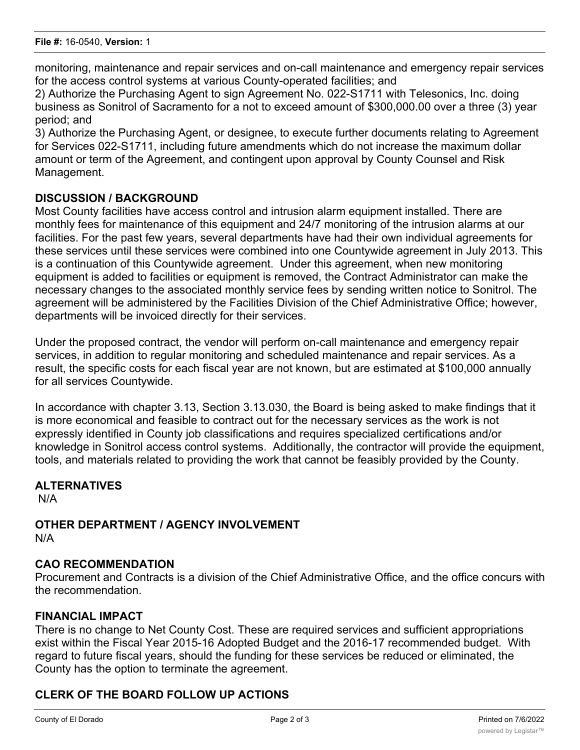monitoring, maintenance and repair services and on-call maintenance and emergency repair services for the access control systems at various County-operated facilities; and

2) Authorize the Purchasing Agent to sign Agreement No. 022-S1711 with Telesonics, Inc. doing business as Sonitrol of Sacramento for a not to exceed amount of $300,000.00 over a three (3) year period; and

3) Authorize the Purchasing Agent, or designee, to execute further documents relating to Agreement for Services 022-S1711, including future amendments which do not increase the maximum dollar amount or term of the Agreement, and contingent upon approval by County Counsel and Risk Management.

## DISCUSSION / BACKGROUND

Most County facilities have access control and intrusion alarm equipment installed. There are monthly fees for maintenance of this equipment and 24/7 monitoring of the intrusion alarms at our facilities. For the past few years, several departments have had their own individual agreements for these services until these services were combined into one Countywide agreement in July 2013. This is a continuation of this Countywide agreement. Under this agreement, when new monitoring equipment is added to facilities or equipment is removed, the Contract Administrator can make the necessary changes to the associated monthly service fees by sending written notice to Sonitrol. The agreement will be administered by the Facilities Division of the Chief Administrative Office; however, departments will be invoiced directly for their services.

Under the proposed contract, the vendor will perform on-call maintenance and emergency repair services, in addition to regular monitoring and scheduled maintenance and repair services. As a result, the specific costs for each fiscal year are not known, but are estimated at $100,000 annually for all services Countywide.

In accordance with chapter 3.13, Section 3.13.030, the Board is being asked to make findings that it is more economical and feasible to contract out for the necessary services as the work is not expressly identified in County job classifications and requires specialized certifications and/or knowledge in Sonitrol access control systems. Additionally, the contractor will provide the equipment, tools, and materials related to providing the work that cannot be feasibly provided by the County.

## ALTERNATIVES

N/A

## OTHER DEPARTMENT / AGENCY INVOLVEMENT

N/A

## CAO RECOMMENDATION

Procurement and Contracts is a division of the Chief Administrative Office, and the office concurs with the recommendation.

## FINANCIAL IMPACT

There is no change to Net County Cost. These are required services and sufficient appropriations exist within the Fiscal Year 2015-16 Adopted Budget and the 2016-17 recommended budget. With regard to future fiscal years, should the funding for these services be reduced or eliminated, the County has the option to terminate the agreement.

## CLERK OF THE BOARD FOLLOW UP ACTIONS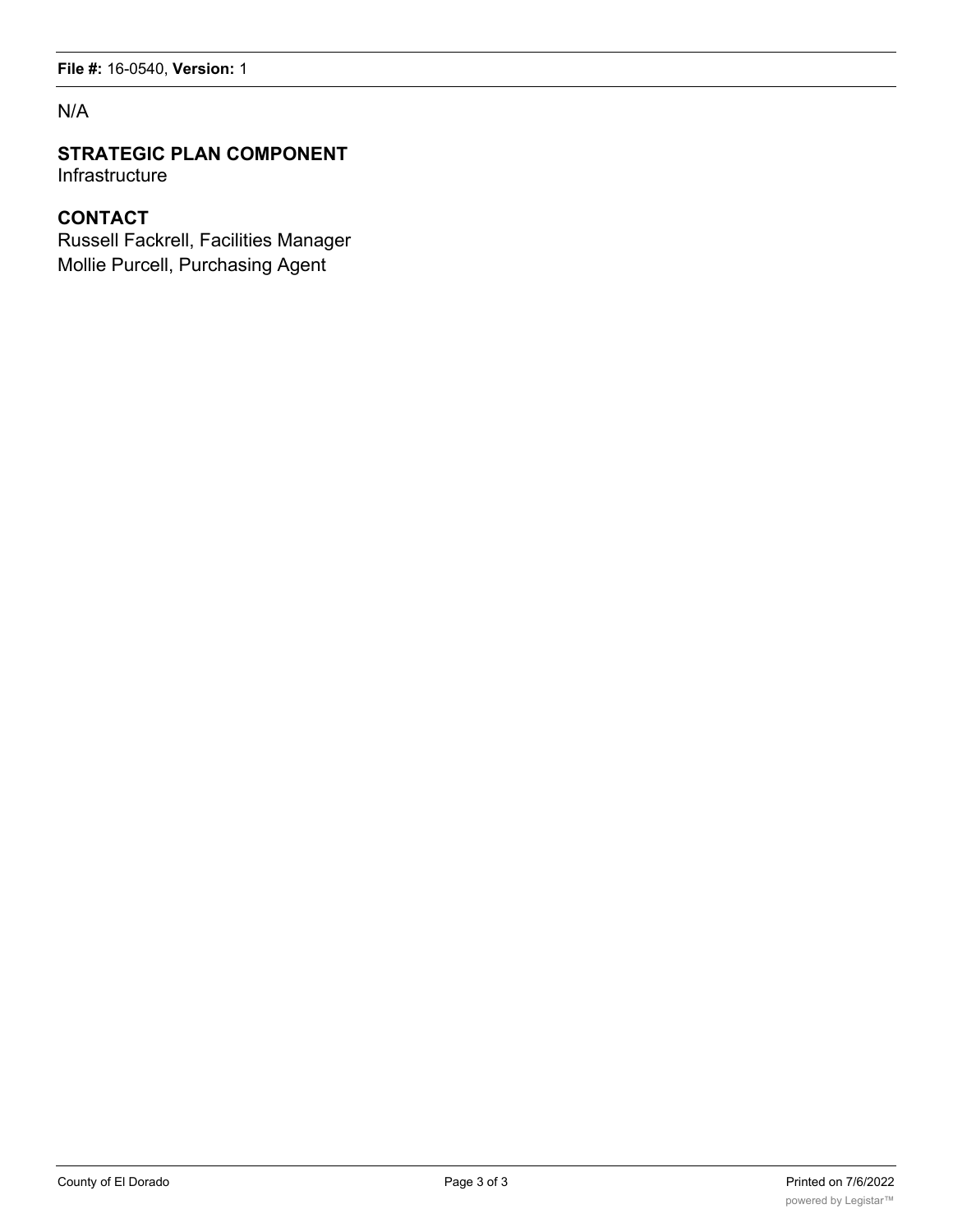N/A

**STRATEGIC PLAN COMPONENT**

Infrastructure

**CONTACT**

Russell Fackrell, Facilities Manager

Mollie Purcell, Purchasing Agent